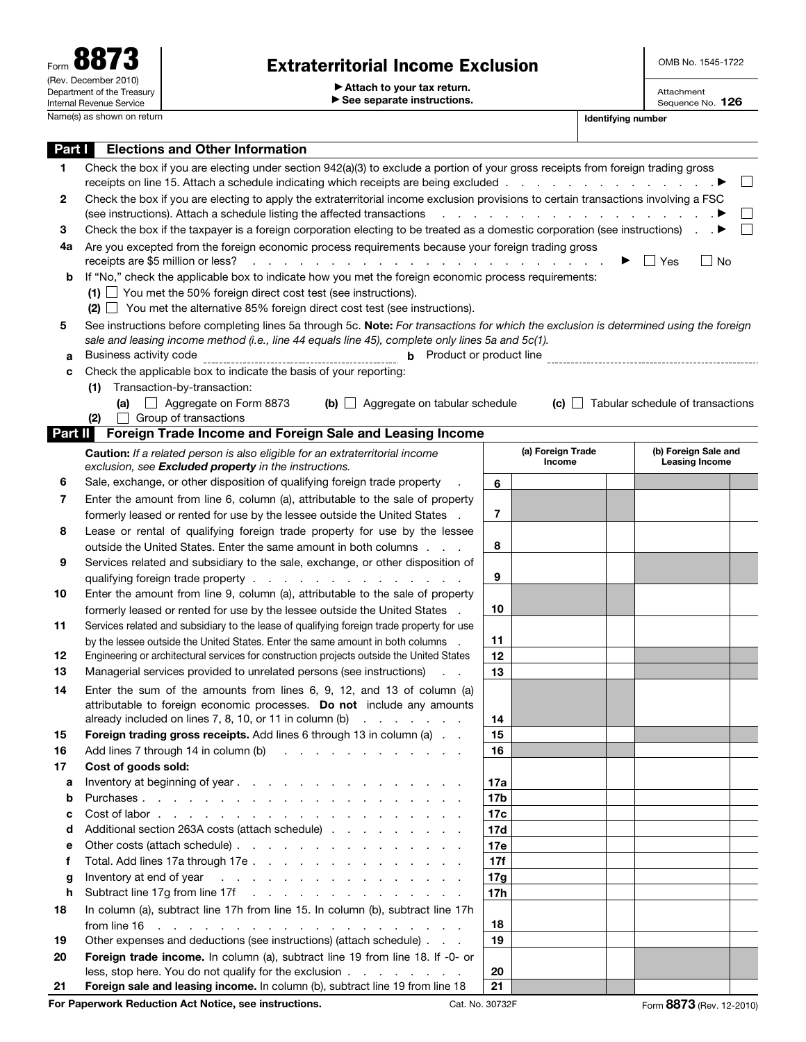Form **8873**
(Rev. December 2010)
Department of the Treasury
Internal Revenue Service

# Extraterritorial Income Exclusion

▶ Attach to your tax return.
▶ See separate instructions.

OMB No. 1545-1722

Attachment Sequence No. **126**

Name(s) as shown on return | Identifying number

## Part I Elections and Other Information

**1** Check the box if you are electing under section 942(a)(3) to exclude a portion of your gross receipts from foreign trading gross receipts on line 15. Attach a schedule indicating which receipts are being excluded . . . . . . . . . . . . . . . ▶ ☐

**2** Check the box if you are electing to apply the extraterritorial income exclusion provisions to certain transactions involving a FSC (see instructions). Attach a schedule listing the affected transactions . . . . . . . . . . . . . . . ▶ ☐

**3** Check the box if the taxpayer is a foreign corporation electing to be treated as a domestic corporation (see instructions) . . ▶ ☐

**4a** Are you excepted from the foreign economic process requirements because your foreign trading gross receipts are $5 million or less? . . . . . . . . . . . . . . . . . . . . . . . . . ▶ ☐ Yes ☐ No

**b** If "No," check the applicable box to indicate how you met the foreign economic process requirements:
- **(1)** ☐ You met the 50% foreign direct cost test (see instructions).
- **(2)** ☐ You met the alternative 85% foreign direct cost test (see instructions).

**5** See instructions before completing lines 5a through 5c. **Note:** *For transactions for which the exclusion is determined using the foreign sale and leasing income method (i.e., line 44 equals line 45), complete only lines 5a and 5c(1).*

**a** Business activity code ________________ **b** Product or product line ________________

**c** Check the applicable box to indicate the basis of your reporting:
- **(1)** Transaction-by-transaction:
  - **(a)** ☐ Aggregate on Form 8873 **(b)** ☐ Aggregate on tabular schedule **(c)** ☐ Tabular schedule of transactions
- **(2)** ☐ Group of transactions

## Part II Foreign Trade Income and Foreign Sale and Leasing Income

| | **Caution:** *If a related person is also eligible for an extraterritorial income exclusion, see* ***Excluded property*** *in the instructions.* | | (a) Foreign Trade Income | (b) Foreign Sale and Leasing Income |
|---|---|---|---|---|
| **6** | Sale, exchange, or other disposition of qualifying foreign trade property . | 6 | | |
| **7** | Enter the amount from line 6, column (a), attributable to the sale of property formerly leased or rented for use by the lessee outside the United States . | 7 | | |
| **8** | Lease or rental of qualifying foreign trade property for use by the lessee outside the United States. Enter the same amount in both columns . . . | 8 | | |
| **9** | Services related and subsidiary to the sale, exchange, or other disposition of qualifying foreign trade property . . . . . . . . . . . . . . . . | 9 | | |
| **10** | Enter the amount from line 9, column (a), attributable to the sale of property formerly leased or rented for use by the lessee outside the United States . | 10 | | |
| **11** | Services related and subsidiary to the lease of qualifying foreign trade property for use by the lessee outside the United States. Enter the same amount in both columns . | 11 | | |
| **12** | Engineering or architectural services for construction projects outside the United States | 12 | | |
| **13** | Managerial services provided to unrelated persons (see instructions) . . | 13 | | |
| **14** | Enter the sum of the amounts from lines 6, 9, 12, and 13 of column (a) attributable to foreign economic processes. **Do not** include any amounts already included on lines 7, 8, 10, or 11 in column (b) . . . . . . . | 14 | | |
| **15** | **Foreign trading gross receipts.** Add lines 6 through 13 in column (a) . . | 15 | | |
| **16** | Add lines 7 through 14 in column (b) . . . . . . . . . . . | 16 | | |
| **17** | **Cost of goods sold:** | | | |
| **a** | Inventory at beginning of year . . . . . . . . . . . . . . . . | 17a | | |
| **b** | Purchases . . . . . . . . . . . . . . . . . . . . . | 17b | | |
| **c** | Cost of labor . . . . . . . . . . . . . . . . . . . . | 17c | | |
| **d** | Additional section 263A costs (attach schedule) . . . . . . . . . | 17d | | |
| **e** | Other costs (attach schedule) . . . . . . . . . . . . . . . | 17e | | |
| **f** | Total. Add lines 17a through 17e . . . . . . . . . . . . . . | 17f | | |
| **g** | Inventory at end of year . . . . . . . . . . . . . . . . | 17g | | |
| **h** | Subtract line 17g from line 17f . . . . . . . . . . . . . . | 17h | | |
| **18** | In column (a), subtract line 17h from line 15. In column (b), subtract line 17h from line 16 . . . . . . . . . . . . . . . . . . . . . | 18 | | |
| **19** | Other expenses and deductions (see instructions) (attach schedule) . . . | 19 | | |
| **20** | **Foreign trade income.** In column (a), subtract line 19 from line 18. If -0- or less, stop here. You do not qualify for the exclusion . . . . . . . . | 20 | | |
| **21** | **Foreign sale and leasing income.** In column (b), subtract line 19 from line 18 | 21 | | |

**For Paperwork Reduction Act Notice, see instructions.** Cat. No. 30732F Form **8873** (Rev. 12-2010)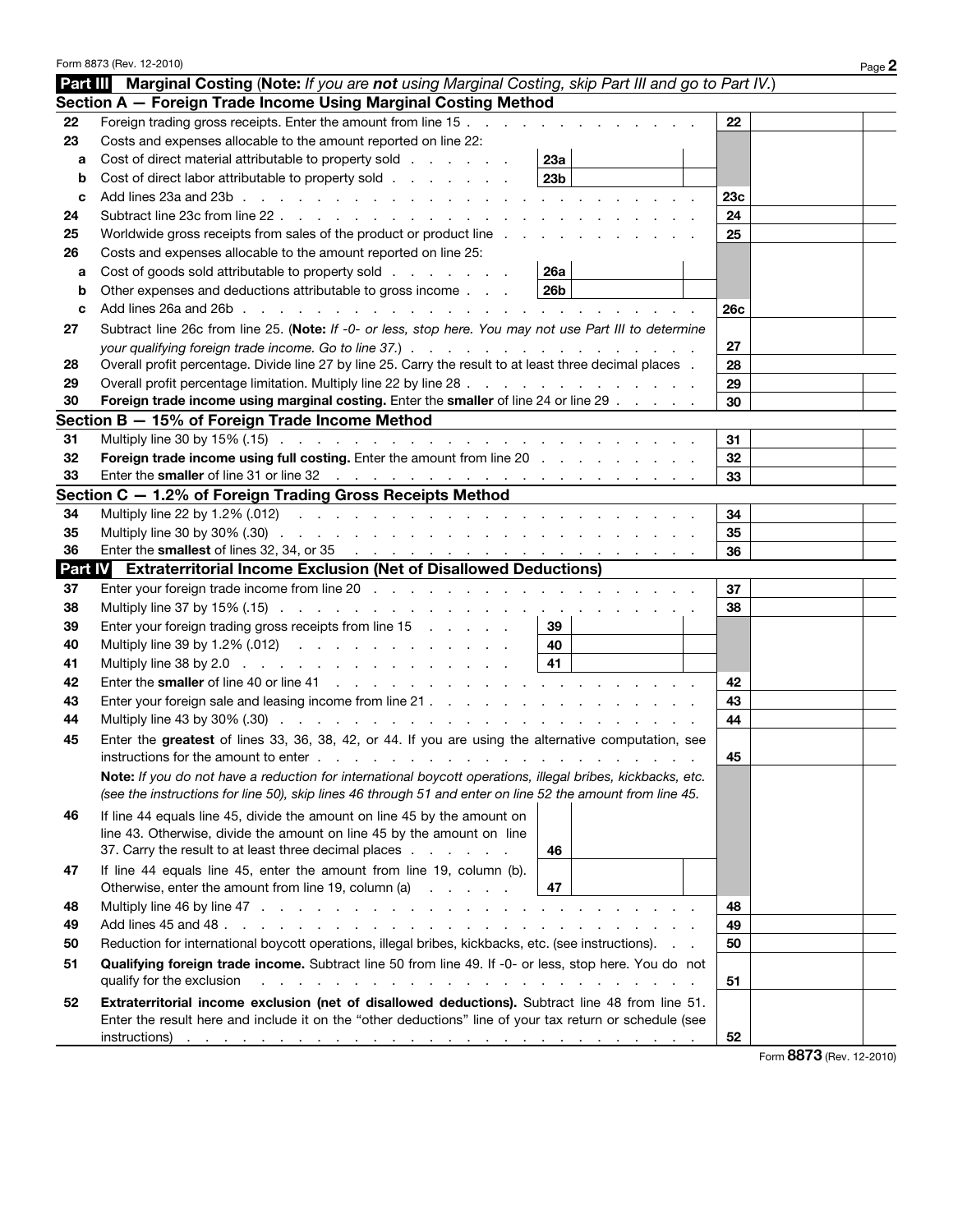## Part III Marginal Costing (Note: *If you are* ***not*** *using Marginal Costing, skip Part III and go to Part IV.*)

### Section A — Foreign Trade Income Using Marginal Costing Method

| | | | | | |
|---|---|---|---|---|---|
| 22 | Foreign trading gross receipts. Enter the amount from line 15 | | | 22 | |
| 23 | Costs and expenses allocable to the amount reported on line 22: | | | | |
| a | Cost of direct material attributable to property sold | 23a | | | |
| b | Cost of direct labor attributable to property sold | 23b | | | |
| c | Add lines 23a and 23b | | | 23c | |
| 24 | Subtract line 23c from line 22 | | | 24 | |
| 25 | Worldwide gross receipts from sales of the product or product line | | | 25 | |
| 26 | Costs and expenses allocable to the amount reported on line 25: | | | | |
| a | Cost of goods sold attributable to property sold | 26a | | | |
| b | Other expenses and deductions attributable to gross income | 26b | | | |
| c | Add lines 26a and 26b | | | 26c | |
| 27 | Subtract line 26c from line 25. (**Note:** *If -0- or less, stop here. You may not use Part III to determine your qualifying foreign trade income. Go to line 37.*) | | | 27 | |
| 28 | Overall profit percentage. Divide line 27 by line 25. Carry the result to at least three decimal places | | | 28 | |
| 29 | Overall profit percentage limitation. Multiply line 22 by line 28 | | | 29 | |
| 30 | **Foreign trade income using marginal costing.** Enter the **smaller** of line 24 or line 29 | | | 30 | |

### Section B — 15% of Foreign Trade Income Method

| | | | |
|---|---|---|---|
| 31 | Multiply line 30 by 15% (.15) | 31 | |
| 32 | **Foreign trade income using full costing.** Enter the amount from line 20 | 32 | |
| 33 | Enter the **smaller** of line 31 or line 32 | 33 | |

### Section C — 1.2% of Foreign Trading Gross Receipts Method

| | | | |
|---|---|---|---|
| 34 | Multiply line 22 by 1.2% (.012) | 34 | |
| 35 | Multiply line 30 by 30% (.30) | 35 | |
| 36 | Enter the **smallest** of lines 32, 34, or 35 | 36 | |

## Part IV Extraterritorial Income Exclusion (Net of Disallowed Deductions)

| | | | | | |
|---|---|---|---|---|---|
| 37 | Enter your foreign trade income from line 20 | | | 37 | |
| 38 | Multiply line 37 by 15% (.15) | | | 38 | |
| 39 | Enter your foreign trading gross receipts from line 15 | 39 | | | |
| 40 | Multiply line 39 by 1.2% (.012) | 40 | | | |
| 41 | Multiply line 38 by 2.0 | 41 | | | |
| 42 | Enter the **smaller** of line 40 or line 41 | | | 42 | |
| 43 | Enter your foreign sale and leasing income from line 21 | | | 43 | |
| 44 | Multiply line 43 by 30% (.30) | | | 44 | |
| 45 | Enter the **greatest** of lines 33, 36, 38, 42, or 44. If you are using the alternative computation, see instructions for the amount to enter | | | 45 | |
| | **Note:** *If you do not have a reduction for international boycott operations, illegal bribes, kickbacks, etc. (see the instructions for line 50), skip lines 46 through 51 and enter on line 52 the amount from line 45.* | | | | |
| 46 | If line 44 equals line 45, divide the amount on line 45 by the amount on line 43. Otherwise, divide the amount on line 45 by the amount on line 37. Carry the result to at least three decimal places | 46 | | | |
| 47 | If line 44 equals line 45, enter the amount from line 19, column (b). Otherwise, enter the amount from line 19, column (a) | 47 | | | |
| 48 | Multiply line 46 by line 47 | | | 48 | |
| 49 | Add lines 45 and 48 | | | 49 | |
| 50 | Reduction for international boycott operations, illegal bribes, kickbacks, etc. (see instructions) | | | 50 | |
| 51 | **Qualifying foreign trade income.** Subtract line 50 from line 49. If -0- or less, stop here. You do not qualify for the exclusion | | | 51 | |
| 52 | **Extraterritorial income exclusion (net of disallowed deductions).** Subtract line 48 from line 51. Enter the result here and include it on the "other deductions" line of your tax return or schedule (see instructions) | | | 52 | |

Form **8873** (Rev. 12-2010)